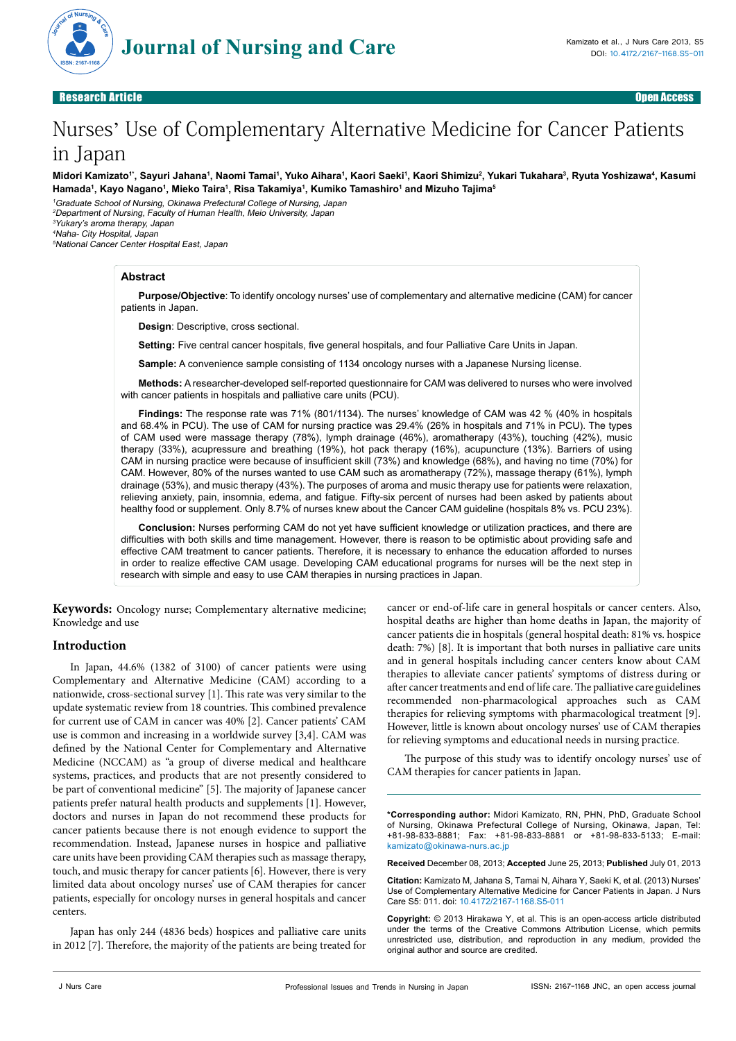Research Article | Open Access

# Nurses' Use of Complementary Alternative Medicine for Cancer Patients in Japan

**Midori Kamizato[1*], Sayuri Jahana[1], Naomi Tamai[1], Yuko Aihara[1], Kaori Saeki[1], Kaori Shimizu[2], Yukari Tukahara[3], Ryuta Yoshizawa[4], Kasumi Hamada[1], Kayo Nagano[1], Mieko Taira[1], Risa Takamiya[1], Kumiko Tamashiro[1] and Mizuho Tajima[5]**

[1]*Graduate School of Nursing, Okinawa Prefectural College of Nursing, Japan*
[2]*Department of Nursing, Faculty of Human Health, Meio University, Japan*
[3]*Yukary's aroma therapy, Japan*
[4]*Naha- City Hospital, Japan*
[5]*National Cancer Center Hospital East, Japan*

## Abstract

**Purpose/Objective**: To identify oncology nurses' use of complementary and alternative medicine (CAM) for cancer patients in Japan.

**Design**: Descriptive, cross sectional.

**Setting:** Five central cancer hospitals, five general hospitals, and four Palliative Care Units in Japan.

**Sample:** A convenience sample consisting of 1134 oncology nurses with a Japanese Nursing license.

**Methods:** A researcher-developed self-reported questionnaire for CAM was delivered to nurses who were involved with cancer patients in hospitals and palliative care units (PCU).

**Findings:** The response rate was 71% (801/1134). The nurses' knowledge of CAM was 42 % (40% in hospitals and 68.4% in PCU). The use of CAM for nursing practice was 29.4% (26% in hospitals and 71% in PCU). The types of CAM used were massage therapy (78%), lymph drainage (46%), aromatherapy (43%), touching (42%), music therapy (33%), acupressure and breathing (19%), hot pack therapy (16%), acupuncture (13%). Barriers of using CAM in nursing practice were because of insufficient skill (73%) and knowledge (68%), and having no time (70%) for CAM. However, 80% of the nurses wanted to use CAM such as aromatherapy (72%), massage therapy (61%), lymph drainage (53%), and music therapy (43%). The purposes of aroma and music therapy use for patients were relaxation, relieving anxiety, pain, insomnia, edema, and fatigue. Fifty-six percent of nurses had been asked by patients about healthy food or supplement. Only 8.7% of nurses knew about the Cancer CAM guideline (hospitals 8% vs. PCU 23%).

**Conclusion:** Nurses performing CAM do not yet have sufficient knowledge or utilization practices, and there are difficulties with both skills and time management. However, there is reason to be optimistic about providing safe and effective CAM treatment to cancer patients. Therefore, it is necessary to enhance the education afforded to nurses in order to realize effective CAM usage. Developing CAM educational programs for nurses will be the next step in research with simple and easy to use CAM therapies in nursing practices in Japan.

**Keywords:** Oncology nurse; Complementary alternative medicine; Knowledge and use

## Introduction

In Japan, 44.6% (1382 of 3100) of cancer patients were using Complementary and Alternative Medicine (CAM) according to a nationwide, cross-sectional survey [1]. This rate was very similar to the update systematic review from 18 countries. This combined prevalence for current use of CAM in cancer was 40% [2]. Cancer patients' CAM use is common and increasing in a worldwide survey [3,4]. CAM was defined by the National Center for Complementary and Alternative Medicine (NCCAM) as "a group of diverse medical and healthcare systems, practices, and products that are not presently considered to be part of conventional medicine" [5]. The majority of Japanese cancer patients prefer natural health products and supplements [1]. However, doctors and nurses in Japan do not recommend these products for cancer patients because there is not enough evidence to support the recommendation. Instead, Japanese nurses in hospice and palliative care units have been providing CAM therapies such as massage therapy, touch, and music therapy for cancer patients [6]. However, there is very limited data about oncology nurses' use of CAM therapies for cancer patients, especially for oncology nurses in general hospitals and cancer centers.

Japan has only 244 (4836 beds) hospices and palliative care units in 2012 [7]. Therefore, the majority of the patients are being treated for cancer or end-of-life care in general hospitals or cancer centers. Also, hospital deaths are higher than home deaths in Japan, the majority of cancer patients die in hospitals (general hospital death: 81% vs. hospice death: 7%) [8]. It is important that both nurses in palliative care units and in general hospitals including cancer centers know about CAM therapies to alleviate cancer patients' symptoms of distress during or after cancer treatments and end of life care. The palliative care guidelines recommended non-pharmacological approaches such as CAM therapies for relieving symptoms with pharmacological treatment [9]. However, little is known about oncology nurses' use of CAM therapies for relieving symptoms and educational needs in nursing practice.

The purpose of this study was to identify oncology nurses' use of CAM therapies for cancer patients in Japan.

**\*Corresponding author:** Midori Kamizato, RN, PHN, PhD, Graduate School of Nursing, Okinawa Prefectural College of Nursing, Okinawa, Japan, Tel: +81-98-833-8881; Fax: +81-98-833-8881 or +81-98-833-5133; E-mail: kamizato@okinawa-nurs.ac.jp

**Received** December 08, 2013; **Accepted** June 25, 2013; **Published** July 01, 2013

**Citation:** Kamizato M, Jahana S, Tamai N, Aihara Y, Saeki K, et al. (2013) Nurses' Use of Complementary Alternative Medicine for Cancer Patients in Japan. J Nurs Care S5: 011. doi: 10.4172/2167-1168.S5-011

**Copyright:** © 2013 Hirakawa Y, et al. This is an open-access article distributed under the terms of the Creative Commons Attribution License, which permits unrestricted use, distribution, and reproduction in any medium, provided the original author and source are credited.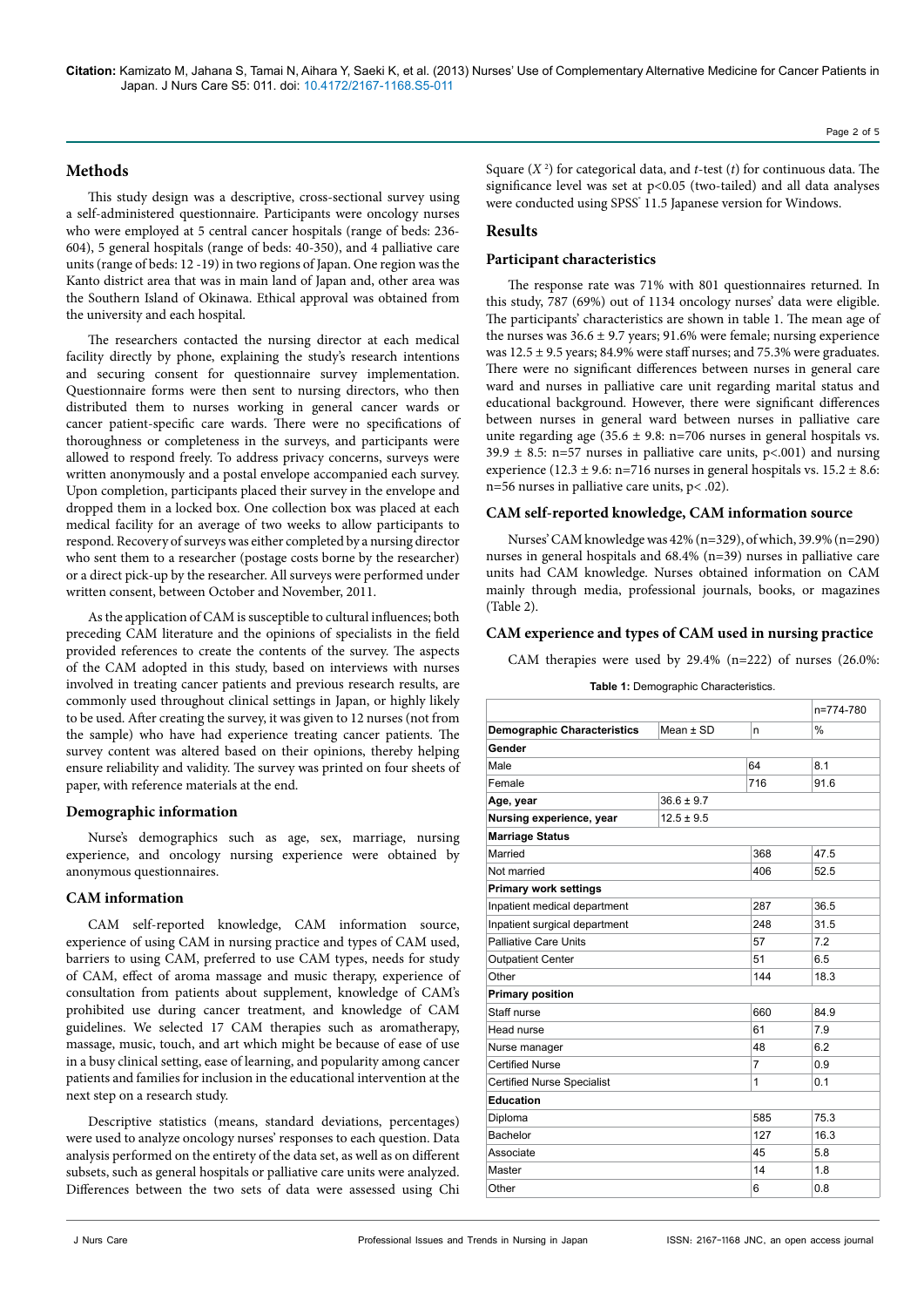## Methods

This study design was a descriptive, cross-sectional survey using a self-administered questionnaire. Participants were oncology nurses who were employed at 5 central cancer hospitals (range of beds: 236-604), 5 general hospitals (range of beds: 40-350), and 4 palliative care units (range of beds: 12 -19) in two regions of Japan. One region was the Kanto district area that was in main land of Japan and, other area was the Southern Island of Okinawa. Ethical approval was obtained from the university and each hospital.

The researchers contacted the nursing director at each medical facility directly by phone, explaining the study's research intentions and securing consent for questionnaire survey implementation. Questionnaire forms were then sent to nursing directors, who then distributed them to nurses working in general cancer wards or cancer patient-specific care wards. There were no specifications of thoroughness or completeness in the surveys, and participants were allowed to respond freely. To address privacy concerns, surveys were written anonymously and a postal envelope accompanied each survey. Upon completion, participants placed their survey in the envelope and dropped them in a locked box. One collection box was placed at each medical facility for an average of two weeks to allow participants to respond. Recovery of surveys was either completed by a nursing director who sent them to a researcher (postage costs borne by the researcher) or a direct pick-up by the researcher. All surveys were performed under written consent, between October and November, 2011.

As the application of CAM is susceptible to cultural influences; both preceding CAM literature and the opinions of specialists in the field provided references to create the contents of the survey. The aspects of the CAM adopted in this study, based on interviews with nurses involved in treating cancer patients and previous research results, are commonly used throughout clinical settings in Japan, or highly likely to be used. After creating the survey, it was given to 12 nurses (not from the sample) who have had experience treating cancer patients. The survey content was altered based on their opinions, thereby helping ensure reliability and validity. The survey was printed on four sheets of paper, with reference materials at the end.

### Demographic information

Nurse's demographics such as age, sex, marriage, nursing experience, and oncology nursing experience were obtained by anonymous questionnaires.

### CAM information

CAM self-reported knowledge, CAM information source, experience of using CAM in nursing practice and types of CAM used, barriers to using CAM, preferred to use CAM types, needs for study of CAM, effect of aroma massage and music therapy, experience of consultation from patients about supplement, knowledge of CAM's prohibited use during cancer treatment, and knowledge of CAM guidelines. We selected 17 CAM therapies such as aromatherapy, massage, music, touch, and art which might be because of ease of use in a busy clinical setting, ease of learning, and popularity among cancer patients and families for inclusion in the educational intervention at the next step on a research study.

Descriptive statistics (means, standard deviations, percentages) were used to analyze oncology nurses' responses to each question. Data analysis performed on the entirety of the data set, as well as on different subsets, such as general hospitals or palliative care units were analyzed. Differences between the two sets of data were assessed using Chi Square ($X^2$) for categorical data, and *t*-test (*t*) for continuous data. The significance level was set at $p<0.05$ (two-tailed) and all data analyses were conducted using SPSS® 11.5 Japanese version for Windows.

## Results

### Participant characteristics

The response rate was 71% with 801 questionnaires returned. In this study, 787 (69%) out of 1134 oncology nurses' data were eligible. The participants' characteristics are shown in table 1. The mean age of the nurses was 36.6 ± 9.7 years; 91.6% were female; nursing experience was 12.5 ± 9.5 years; 84.9% were staff nurses; and 75.3% were graduates. There were no significant differences between nurses in general care ward and nurses in palliative care unit regarding marital status and educational background. However, there were significant differences between nurses in general ward between nurses in palliative care unite regarding age (35.6 ± 9.8: n=706 nurses in general hospitals vs. 39.9 ± 8.5: n=57 nurses in palliative care units, $p<.001$) and nursing experience (12.3 ± 9.6: n=716 nurses in general hospitals vs. 15.2 ± 8.6: n=56 nurses in palliative care units, $p<.02$).

### CAM self-reported knowledge, CAM information source

Nurses' CAM knowledge was 42% (n=329), of which, 39.9% (n=290) nurses in general hospitals and 68.4% (n=39) nurses in palliative care units had CAM knowledge. Nurses obtained information on CAM mainly through media, professional journals, books, or magazines (Table 2).

### CAM experience and types of CAM used in nursing practice

CAM therapies were used by 29.4% (n=222) of nurses (26.0%:

**Table 1:** Demographic Characteristics.

| | | | n=774-780 |
|---|---|---|---|
| **Demographic Characteristics** | Mean ± SD | n | % |
| **Gender** | | | |
| Male | | 64 | 8.1 |
| Female | | 716 | 91.6 |
| **Age, year** | 36.6 ± 9.7 | | |
| **Nursing experience, year** | 12.5 ± 9.5 | | |
| **Marriage Status** | | | |
| Married | | 368 | 47.5 |
| Not married | | 406 | 52.5 |
| **Primary work settings** | | | |
| Inpatient medical department | | 287 | 36.5 |
| Inpatient surgical department | | 248 | 31.5 |
| Palliative Care Units | | 57 | 7.2 |
| Outpatient Center | | 51 | 6.5 |
| Other | | 144 | 18.3 |
| **Primary position** | | | |
| Staff nurse | | 660 | 84.9 |
| Head nurse | | 61 | 7.9 |
| Nurse manager | | 48 | 6.2 |
| Certified Nurse | | 7 | 0.9 |
| Certified Nurse Specialist | | 1 | 0.1 |
| **Education** | | | |
| Diploma | | 585 | 75.3 |
| Bachelor | | 127 | 16.3 |
| Associate | | 45 | 5.8 |
| Master | | 14 | 1.8 |
| Other | | 6 | 0.8 |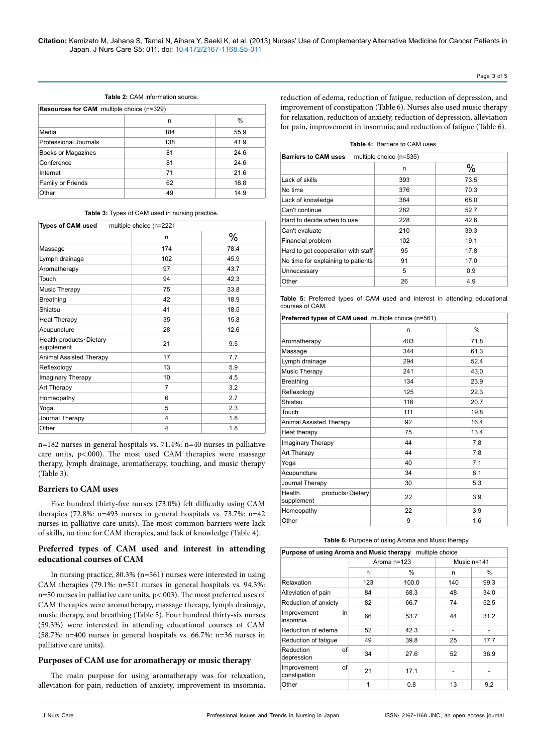**Table 2:** CAM information source.

| Resources for CAM multiple choice (n=329) | | |
|---|---|---|
| | n | % |
| Media | 184 | 55.9 |
| Professional Journals | 138 | 41.9 |
| Books or Magazines | 81 | 24.6 |
| Conference | 81 | 24.6 |
| Internet | 71 | 21.6 |
| Family or Friends | 62 | 18.8 |
| Other | 49 | 14.9 |

**Table 3:** Types of CAM used in nursing practice.

| Types of CAM used multiple choice (n=222) | | |
|---|---|---|
| | n | % |
| Massage | 174 | 78.4 |
| Lymph drainage | 102 | 45.9 |
| Aromatherapy | 97 | 43.7 |
| Touch | 94 | 42.3 |
| Music Therapy | 75 | 33.8 |
| Breathing | 42 | 18.9 |
| Shiatsu | 41 | 18.5 |
| Heat Therapy | 35 | 15.8 |
| Acupuncture | 28 | 12.6 |
| Health products･Dietary supplement | 21 | 9.5 |
| Animal Assisted Therapy | 17 | 7.7 |
| Reflexology | 13 | 5.9 |
| Imaginary Therapy | 10 | 4.5 |
| Art Therapy | 7 | 3.2 |
| Homeopathy | 6 | 2.7 |
| Yoga | 5 | 2.3 |
| Journal Therapy | 4 | 1.8 |
| Other | 4 | 1.8 |

n=182 nurses in general hospitals vs. 71.4%: n=40 nurses in palliative care units, $p<.000$). The most used CAM therapies were massage therapy, lymph drainage, aromatherapy, touching, and music therapy (Table 3).

### Barriers to CAM uses

Five hundred thirty-five nurses (73.0%) felt difficulty using CAM therapies (72.8%: n=493 nurses in general hospitals vs. 73.7%: n=42 nurses in palliative care units). The most common barriers were lack of skills, no time for CAM therapies, and lack of knowledge (Table 4).

### Preferred types of CAM used and interest in attending educational courses of CAM

In nursing practice, 80.3% (n=561) nurses were interested in using CAM therapies (79.1%: n=511 nurses in general hospitals vs. 94.3%: n=50 nurses in palliative care units, $p<.003$). The most preferred uses of CAM therapies were aromatherapy, massage therapy, lymph drainage, music therapy, and breathing (Table 5). Four hundred thirty-six nurses (59.3%) were interested in attending educational courses of CAM (58.7%: n=400 nurses in general hospitals vs. 66.7%: n=36 nurses in palliative care units).

### Purposes of CAM use for aromatherapy or music therapy

The main purpose for using aromatherapy was for relaxation, alleviation for pain, reduction of anxiety, improvement in insomnia, reduction of edema, reduction of fatigue, reduction of depression, and improvement of constipation (Table 6). Nurses also used music therapy for relaxation, reduction of anxiety, reduction of depression, alleviation for pain, improvement in insomnia, and reduction of fatigue (Table 6).

**Table 4:** Barriers to CAM uses.

| Barriers to CAM uses multiple choice (n=535) | | |
|---|---|---|
| | n | % |
| Lack of skills | 393 | 73.5 |
| No time | 376 | 70.3 |
| Lack of knowledge | 364 | 68.0 |
| Can't continue | 282 | 52.7 |
| Hard to decide when to use | 228 | 42.6 |
| Can't evaluate | 210 | 39.3 |
| Financial problem | 102 | 19.1 |
| Hard to get cooperation with staff | 95 | 17.8 |
| No time for explaining to patients | 91 | 17.0 |
| Unnecessary | 5 | 0.9 |
| Other | 26 | 4.9 |

**Table 5:** Preferred types of CAM used and interest in attending educational courses of CAM.

| Preferred types of CAM used multiple choice (n=561) | | |
|---|---|---|
| | n | % |
| Aromatherapy | 403 | 71.8 |
| Massage | 344 | 61.3 |
| Lymph drainage | 294 | 52.4 |
| Music Therapy | 241 | 43.0 |
| Breathing | 134 | 23.9 |
| Reflexology | 125 | 22.3 |
| Shiatsu | 116 | 20.7 |
| Touch | 111 | 19.8 |
| Animal Assisted Therapy | 92 | 16.4 |
| Heat therapy | 75 | 13.4 |
| Imaginary Therapy | 44 | 7.8 |
| Art Therapy | 44 | 7.8 |
| Yoga | 40 | 7.1 |
| Acupuncture | 34 | 6.1 |
| Journal Therapy | 30 | 5.3 |
| Health products･Dietary supplement | 22 | 3.9 |
| Homeopathy | 22 | 3.9 |
| Other | 9 | 1.6 |

**Table 6:** Purpose of using Aroma and Music therapy.

| Purpose of using Aroma and Music therapy multiple choice | | | | |
|---|---|---|---|---|
| | Aroma n=123 | | Music n=141 | |
| | n | % | n | % |
| Relaxation | 123 | 100.0 | 140 | 99.3 |
| Alleviation of pain | 84 | 68.3 | 48 | 34.0 |
| Reduction of anxiety | 82 | 66.7 | 74 | 52.5 |
| Improvement in insomnia | 66 | 53.7 | 44 | 31.2 |
| Reduction of edema | 52 | 42.3 | - | - |
| Reduction of fatigue | 49 | 39.8 | 25 | 17.7 |
| Reduction of depression | 34 | 27.6 | 52 | 36.9 |
| Improvement of constipation | 21 | 17.1 | - | - |
| Other | 1 | 0.8 | 13 | 9.2 |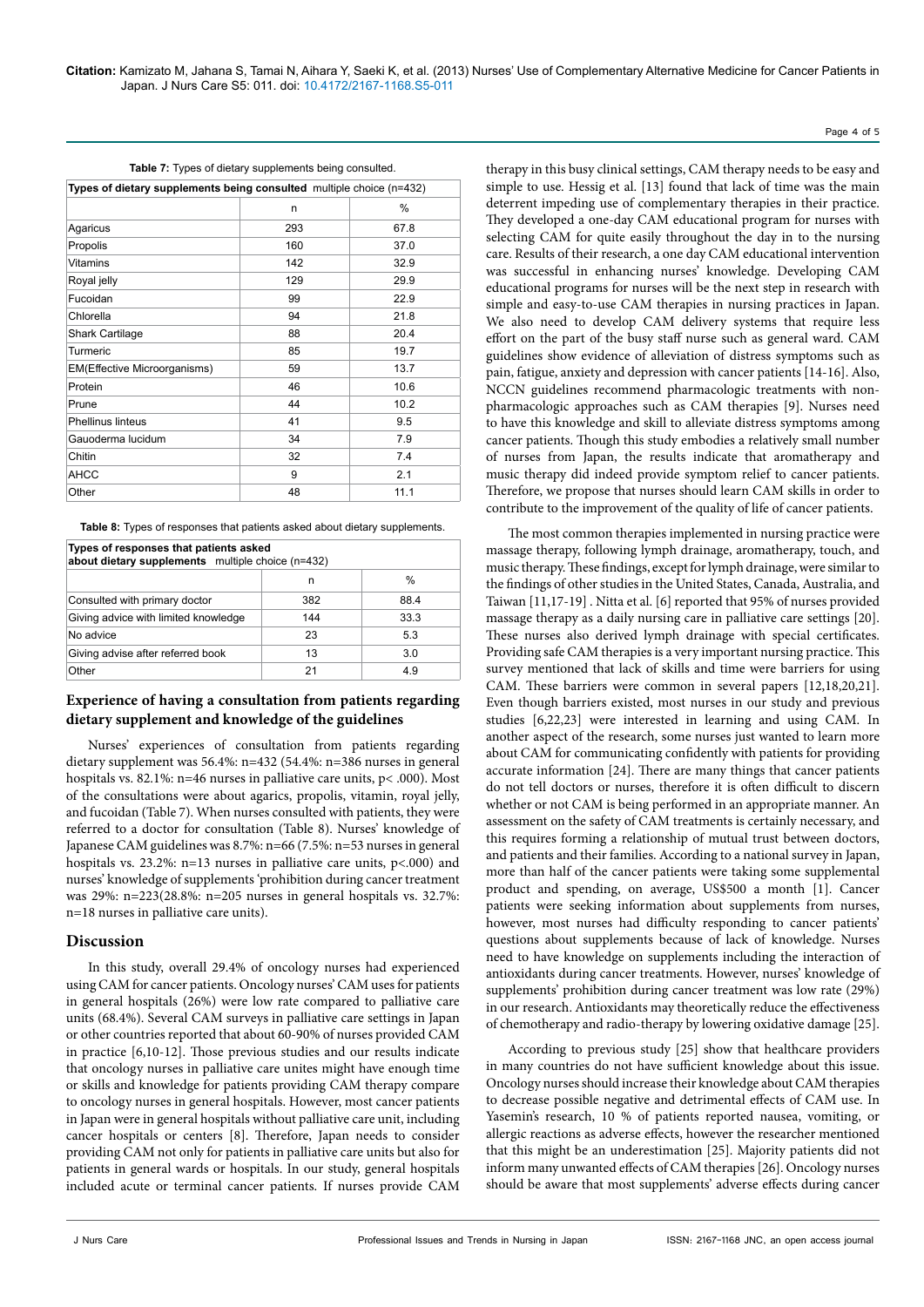**Table 7:** Types of dietary supplements being consulted.

| **Types of dietary supplements being consulted** multiple choice (n=432) | | |
|---|---|---|
| | n | % |
| Agaricus | 293 | 67.8 |
| Propolis | 160 | 37.0 |
| Vitamins | 142 | 32.9 |
| Royal jelly | 129 | 29.9 |
| Fucoidan | 99 | 22.9 |
| Chlorella | 94 | 21.8 |
| Shark Cartilage | 88 | 20.4 |
| Turmeric | 85 | 19.7 |
| EM(Effective Microorganisms) | 59 | 13.7 |
| Protein | 46 | 10.6 |
| Prune | 44 | 10.2 |
| Phellinus linteus | 41 | 9.5 |
| Gauoderma lucidum | 34 | 7.9 |
| Chitin | 32 | 7.4 |
| AHCC | 9 | 2.1 |
| Other | 48 | 11.1 |

**Table 8:** Types of responses that patients asked about dietary supplements.

| **Types of responses that patients asked about dietary supplements** multiple choice (n=432) | | |
|---|---|---|
| | n | % |
| Consulted with primary doctor | 382 | 88.4 |
| Giving advice with limited knowledge | 144 | 33.3 |
| No advice | 23 | 5.3 |
| Giving advise after referred book | 13 | 3.0 |
| Other | 21 | 4.9 |

### Experience of having a consultation from patients regarding dietary supplement and knowledge of the guidelines

Nurses' experiences of consultation from patients regarding dietary supplement was 56.4%: n=432 (54.4%: n=386 nurses in general hospitals vs. 82.1%: n=46 nurses in palliative care units, p< .000). Most of the consultations were about agarics, propolis, vitamin, royal jelly, and fucoidan (Table 7). When nurses consulted with patients, they were referred to a doctor for consultation (Table 8). Nurses' knowledge of Japanese CAM guidelines was 8.7%: n=66 (7.5%: n=53 nurses in general hospitals vs. 23.2%: n=13 nurses in palliative care units, p<.000) and nurses' knowledge of supplements 'prohibition during cancer treatment was 29%: n=223(28.8%: n=205 nurses in general hospitals vs. 32.7%: n=18 nurses in palliative care units).

## Discussion

In this study, overall 29.4% of oncology nurses had experienced using CAM for cancer patients. Oncology nurses' CAM uses for patients in general hospitals (26%) were low rate compared to palliative care units (68.4%). Several CAM surveys in palliative care settings in Japan or other countries reported that about 60-90% of nurses provided CAM in practice [6,10-12]. Those previous studies and our results indicate that oncology nurses in palliative care unites might have enough time or skills and knowledge for patients providing CAM therapy compare to oncology nurses in general hospitals. However, most cancer patients in Japan were in general hospitals without palliative care unit, including cancer hospitals or centers [8]. Therefore, Japan needs to consider providing CAM not only for patients in palliative care units but also for patients in general wards or hospitals. In our study, general hospitals included acute or terminal cancer patients. If nurses provide CAM therapy in this busy clinical settings, CAM therapy needs to be easy and simple to use. Hessig et al. [13] found that lack of time was the main deterrent impeding use of complementary therapies in their practice. They developed a one-day CAM educational program for nurses with selecting CAM for quite easily throughout the day in to the nursing care. Results of their research, a one day CAM educational intervention was successful in enhancing nurses' knowledge. Developing CAM educational programs for nurses will be the next step in research with simple and easy-to-use CAM therapies in nursing practices in Japan. We also need to develop CAM delivery systems that require less effort on the part of the busy staff nurse such as general ward. CAM guidelines show evidence of alleviation of distress symptoms such as pain, fatigue, anxiety and depression with cancer patients [14-16]. Also, NCCN guidelines recommend pharmacologic treatments with non-pharmacologic approaches such as CAM therapies [9]. Nurses need to have this knowledge and skill to alleviate distress symptoms among cancer patients. Though this study embodies a relatively small number of nurses from Japan, the results indicate that aromatherapy and music therapy did indeed provide symptom relief to cancer patients. Therefore, we propose that nurses should learn CAM skills in order to contribute to the improvement of the quality of life of cancer patients.

The most common therapies implemented in nursing practice were massage therapy, following lymph drainage, aromatherapy, touch, and music therapy. These findings, except for lymph drainage, were similar to the findings of other studies in the United States, Canada, Australia, and Taiwan [11,17-19] . Nitta et al. [6] reported that 95% of nurses provided massage therapy as a daily nursing care in palliative care settings [20]. These nurses also derived lymph drainage with special certificates. Providing safe CAM therapies is a very important nursing practice. This survey mentioned that lack of skills and time were barriers for using CAM. These barriers were common in several papers [12,18,20,21]. Even though barriers existed, most nurses in our study and previous studies [6,22,23] were interested in learning and using CAM. In another aspect of the research, some nurses just wanted to learn more about CAM for communicating confidently with patients for providing accurate information [24]. There are many things that cancer patients do not tell doctors or nurses, therefore it is often difficult to discern whether or not CAM is being performed in an appropriate manner. An assessment on the safety of CAM treatments is certainly necessary, and this requires forming a relationship of mutual trust between doctors, and patients and their families. According to a national survey in Japan, more than half of the cancer patients were taking some supplemental product and spending, on average, US$500 a month [1]. Cancer patients were seeking information about supplements from nurses, however, most nurses had difficulty responding to cancer patients' questions about supplements because of lack of knowledge. Nurses need to have knowledge on supplements including the interaction of antioxidants during cancer treatments. However, nurses' knowledge of supplements' prohibition during cancer treatment was low rate (29%) in our research. Antioxidants may theoretically reduce the effectiveness of chemotherapy and radio-therapy by lowering oxidative damage [25].

According to previous study [25] show that healthcare providers in many countries do not have sufficient knowledge about this issue. Oncology nurses should increase their knowledge about CAM therapies to decrease possible negative and detrimental effects of CAM use. In Yasemin's research, 10 % of patients reported nausea, vomiting, or allergic reactions as adverse effects, however the researcher mentioned that this might be an underestimation [25]. Majority patients did not inform many unwanted effects of CAM therapies [26]. Oncology nurses should be aware that most supplements' adverse effects during cancer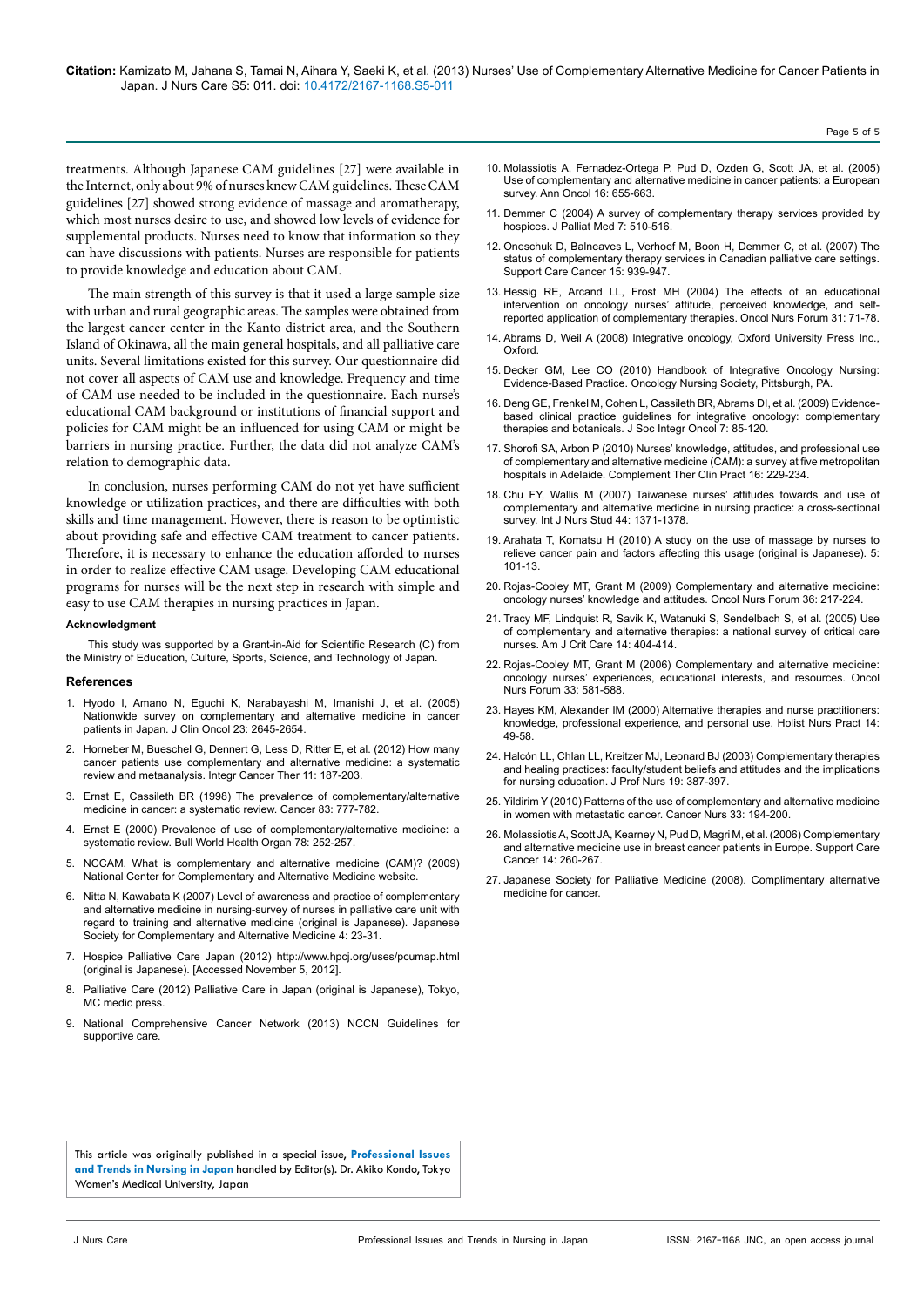treatments. Although Japanese CAM guidelines [27] were available in the Internet, only about 9% of nurses knew CAM guidelines. These CAM guidelines [27] showed strong evidence of massage and aromatherapy, which most nurses desire to use, and showed low levels of evidence for supplemental products. Nurses need to know that information so they can have discussions with patients. Nurses are responsible for patients to provide knowledge and education about CAM.

The main strength of this survey is that it used a large sample size with urban and rural geographic areas. The samples were obtained from the largest cancer center in the Kanto district area, and the Southern Island of Okinawa, all the main general hospitals, and all palliative care units. Several limitations existed for this survey. Our questionnaire did not cover all aspects of CAM use and knowledge. Frequency and time of CAM use needed to be included in the questionnaire. Each nurse's educational CAM background or institutions of financial support and policies for CAM might be an influenced for using CAM or might be barriers in nursing practice. Further, the data did not analyze CAM's relation to demographic data.

In conclusion, nurses performing CAM do not yet have sufficient knowledge or utilization practices, and there are difficulties with both skills and time management. However, there is reason to be optimistic about providing safe and effective CAM treatment to cancer patients. Therefore, it is necessary to enhance the education afforded to nurses in order to realize effective CAM usage. Developing CAM educational programs for nurses will be the next step in research with simple and easy to use CAM therapies in nursing practices in Japan.

#### Acknowledgment

This study was supported by a Grant-in-Aid for Scientific Research (C) from the Ministry of Education, Culture, Sports, Science, and Technology of Japan.

## References

1. Hyodo I, Amano N, Eguchi K, Narabayashi M, Imanishi J, et al. (2005) Nationwide survey on complementary and alternative medicine in cancer patients in Japan. J Clin Oncol 23: 2645-2654.
2. Horneber M, Bueschel G, Dennert G, Less D, Ritter E, et al. (2012) How many cancer patients use complementary and alternative medicine: a systematic review and metaanalysis. Integr Cancer Ther 11: 187-203.
3. Ernst E, Cassileth BR (1998) The prevalence of complementary/alternative medicine in cancer: a systematic review. Cancer 83: 777-782.
4. Ernst E (2000) Prevalence of use of complementary/alternative medicine: a systematic review. Bull World Health Organ 78: 252-257.
5. NCCAM. What is complementary and alternative medicine (CAM)? (2009) National Center for Complementary and Alternative Medicine website.
6. Nitta N, Kawabata K (2007) Level of awareness and practice of complementary and alternative medicine in nursing-survey of nurses in palliative care unit with regard to training and alternative medicine (original is Japanese). Japanese Society for Complementary and Alternative Medicine 4: 23-31.
7. Hospice Palliative Care Japan (2012) http://www.hpcj.org/uses/pcumap.html (original is Japanese). [Accessed November 5, 2012].
8. Palliative Care (2012) Palliative Care in Japan (original is Japanese), Tokyo, MC medic press.
9. National Comprehensive Cancer Network (2013) NCCN Guidelines for supportive care.
10. Molassiotis A, Fernadez-Ortega P, Pud D, Ozden G, Scott JA, et al. (2005) Use of complementary and alternative medicine in cancer patients: a European survey. Ann Oncol 16: 655-663.
11. Demmer C (2004) A survey of complementary therapy services provided by hospices. J Palliat Med 7: 510-516.
12. Oneschuk D, Balneaves L, Verhoef M, Boon H, Demmer C, et al. (2007) The status of complementary therapy services in Canadian palliative care settings. Support Care Cancer 15: 939-947.
13. Hessig RE, Arcand LL, Frost MH (2004) The effects of an educational intervention on oncology nurses' attitude, perceived knowledge, and self-reported application of complementary therapies. Oncol Nurs Forum 31: 71-78.
14. Abrams D, Weil A (2008) Integrative oncology, Oxford University Press Inc., Oxford.
15. Decker GM, Lee CO (2010) Handbook of Integrative Oncology Nursing: Evidence-Based Practice. Oncology Nursing Society, Pittsburgh, PA.
16. Deng GE, Frenkel M, Cohen L, Cassileth BR, Abrams DI, et al. (2009) Evidence-based clinical practice guidelines for integrative oncology: complementary therapies and botanicals. J Soc Integr Oncol 7: 85-120.
17. Shorofi SA, Arbon P (2010) Nurses' knowledge, attitudes, and professional use of complementary and alternative medicine (CAM): a survey at five metropolitan hospitals in Adelaide. Complement Ther Clin Pract 16: 229-234.
18. Chu FY, Wallis M (2007) Taiwanese nurses' attitudes towards and use of complementary and alternative medicine in nursing practice: a cross-sectional survey. Int J Nurs Stud 44: 1371-1378.
19. Arahata T, Komatsu H (2010) A study on the use of massage by nurses to relieve cancer pain and factors affecting this usage (original is Japanese). 5: 101-13.
20. Rojas-Cooley MT, Grant M (2009) Complementary and alternative medicine: oncology nurses' knowledge and attitudes. Oncol Nurs Forum 36: 217-224.
21. Tracy MF, Lindquist R, Savik K, Watanuki S, Sendelbach S, et al. (2005) Use of complementary and alternative therapies: a national survey of critical care nurses. Am J Crit Care 14: 404-414.
22. Rojas-Cooley MT, Grant M (2006) Complementary and alternative medicine: oncology nurses' experiences, educational interests, and resources. Oncol Nurs Forum 33: 581-588.
23. Hayes KM, Alexander IM (2000) Alternative therapies and nurse practitioners: knowledge, professional experience, and personal use. Holist Nurs Pract 14: 49-58.
24. Halcón LL, Chlan LL, Kreitzer MJ, Leonard BJ (2003) Complementary therapies and healing practices: faculty/student beliefs and attitudes and the implications for nursing education. J Prof Nurs 19: 387-397.
25. Yildirim Y (2010) Patterns of the use of complementary and alternative medicine in women with metastatic cancer. Cancer Nurs 33: 194-200.
26. Molassiotis A, Scott JA, Kearney N, Pud D, Magri M, et al. (2006) Complementary and alternative medicine use in breast cancer patients in Europe. Support Care Cancer 14: 260-267.
27. Japanese Society for Palliative Medicine (2008). Complimentary alternative medicine for cancer.

This article was originally published in a special issue, **Professional Issues and Trends in Nursing in Japan** handled by Editor(s). Dr. Akiko Kondo, Tokyo Women's Medical University, Japan